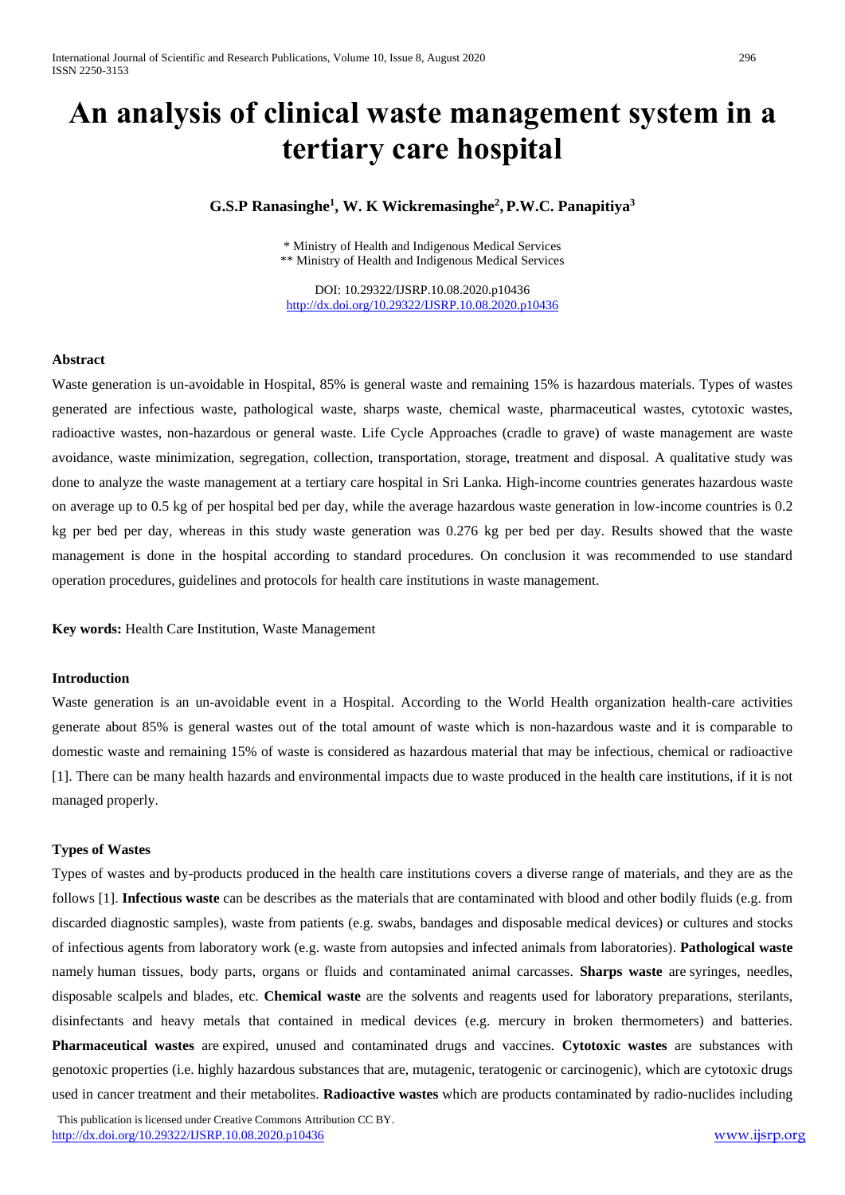# An analysis of clinical waste management system in a tertiary care hospital

**G.S.P Ranasinghe[1], W. K Wickremasinghe[2], P.W.C. Panapitiya[3]**

\* Ministry of Health and Indigenous Medical Services
\*\* Ministry of Health and Indigenous Medical Services

DOI: 10.29322/IJSRP.10.08.2020.p10436
http://dx.doi.org/10.29322/IJSRP.10.08.2020.p10436

### Abstract

Waste generation is un-avoidable in Hospital, 85% is general waste and remaining 15% is hazardous materials. Types of wastes generated are infectious waste, pathological waste, sharps waste, chemical waste, pharmaceutical wastes, cytotoxic wastes, radioactive wastes, non-hazardous or general waste. Life Cycle Approaches (cradle to grave) of waste management are waste avoidance, waste minimization, segregation, collection, transportation, storage, treatment and disposal. A qualitative study was done to analyze the waste management at a tertiary care hospital in Sri Lanka. High-income countries generates hazardous waste on average up to 0.5 kg of per hospital bed per day, while the average hazardous waste generation in low-income countries is 0.2 kg per bed per day, whereas in this study waste generation was 0.276 kg per bed per day. Results showed that the waste management is done in the hospital according to standard procedures. On conclusion it was recommended to use standard operation procedures, guidelines and protocols for health care institutions in waste management.

**Key words:** Health Care Institution, Waste Management

### Introduction

Waste generation is an un-avoidable event in a Hospital. According to the World Health organization health-care activities generate about 85% is general wastes out of the total amount of waste which is non-hazardous waste and it is comparable to domestic waste and remaining 15% of waste is considered as hazardous material that may be infectious, chemical or radioactive [1]. There can be many health hazards and environmental impacts due to waste produced in the health care institutions, if it is not managed properly.

### Types of Wastes

Types of wastes and by-products produced in the health care institutions covers a diverse range of materials, and they are as the follows [1]. **Infectious waste** can be describes as the materials that are contaminated with blood and other bodily fluids (e.g. from discarded diagnostic samples), waste from patients (e.g. swabs, bandages and disposable medical devices) or cultures and stocks of infectious agents from laboratory work (e.g. waste from autopsies and infected animals from laboratories). **Pathological waste** namely human tissues, body parts, organs or fluids and contaminated animal carcasses. **Sharps waste** are syringes, needles, disposable scalpels and blades, etc. **Chemical waste** are the solvents and reagents used for laboratory preparations, sterilants, disinfectants and heavy metals that contained in medical devices (e.g. mercury in broken thermometers) and batteries. **Pharmaceutical wastes** are expired, unused and contaminated drugs and vaccines. **Cytotoxic wastes** are substances with genotoxic properties (i.e. highly hazardous substances that are, mutagenic, teratogenic or carcinogenic), which are cytotoxic drugs used in cancer treatment and their metabolites. **Radioactive wastes** which are products contaminated by radio-nuclides including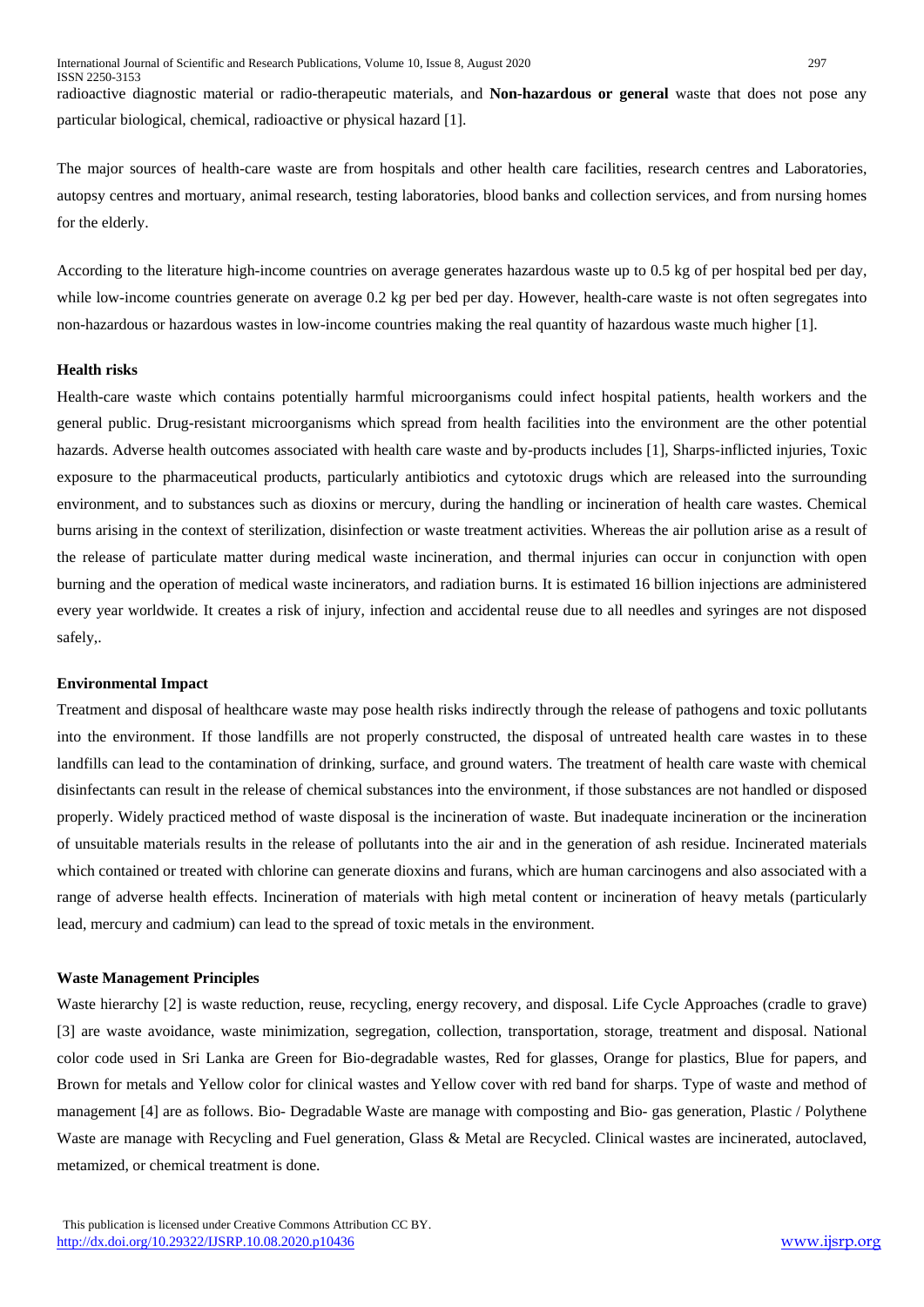radioactive diagnostic material or radio-therapeutic materials, and **Non-hazardous or general** waste that does not pose any particular biological, chemical, radioactive or physical hazard [1].

The major sources of health-care waste are from hospitals and other health care facilities, research centres and Laboratories, autopsy centres and mortuary, animal research, testing laboratories, blood banks and collection services, and from nursing homes for the elderly.

According to the literature high-income countries on average generates hazardous waste up to 0.5 kg of per hospital bed per day, while low-income countries generate on average 0.2 kg per bed per day. However, health-care waste is not often segregates into non-hazardous or hazardous wastes in low-income countries making the real quantity of hazardous waste much higher [1].

**Health risks**

Health-care waste which contains potentially harmful microorganisms could infect hospital patients, health workers and the general public. Drug-resistant microorganisms which spread from health facilities into the environment are the other potential hazards. Adverse health outcomes associated with health care waste and by-products includes [1], Sharps-inflicted injuries, Toxic exposure to the pharmaceutical products, particularly antibiotics and cytotoxic drugs which are released into the surrounding environment, and to substances such as dioxins or mercury, during the handling or incineration of health care wastes. Chemical burns arising in the context of sterilization, disinfection or waste treatment activities. Whereas the air pollution arise as a result of the release of particulate matter during medical waste incineration, and thermal injuries can occur in conjunction with open burning and the operation of medical waste incinerators, and radiation burns. It is estimated 16 billion injections are administered every year worldwide. It creates a risk of injury, infection and accidental reuse due to all needles and syringes are not disposed safely,.

**Environmental Impact**

Treatment and disposal of healthcare waste may pose health risks indirectly through the release of pathogens and toxic pollutants into the environment. If those landfills are not properly constructed, the disposal of untreated health care wastes in to these landfills can lead to the contamination of drinking, surface, and ground waters. The treatment of health care waste with chemical disinfectants can result in the release of chemical substances into the environment, if those substances are not handled or disposed properly. Widely practiced method of waste disposal is the incineration of waste. But inadequate incineration or the incineration of unsuitable materials results in the release of pollutants into the air and in the generation of ash residue. Incinerated materials which contained or treated with chlorine can generate dioxins and furans, which are human carcinogens and also associated with a range of adverse health effects. Incineration of materials with high metal content or incineration of heavy metals (particularly lead, mercury and cadmium) can lead to the spread of toxic metals in the environment.

**Waste Management Principles**

Waste hierarchy [2] is waste reduction, reuse, recycling, energy recovery, and disposal. Life Cycle Approaches (cradle to grave) [3] are waste avoidance, waste minimization, segregation, collection, transportation, storage, treatment and disposal. National color code used in Sri Lanka are Green for Bio-degradable wastes, Red for glasses, Orange for plastics, Blue for papers, and Brown for metals and Yellow color for clinical wastes and Yellow cover with red band for sharps. Type of waste and method of management [4] are as follows. Bio- Degradable Waste are manage with composting and Bio- gas generation, Plastic / Polythene Waste are manage with Recycling and Fuel generation, Glass & Metal are Recycled. Clinical wastes are incinerated, autoclaved, metamized, or chemical treatment is done.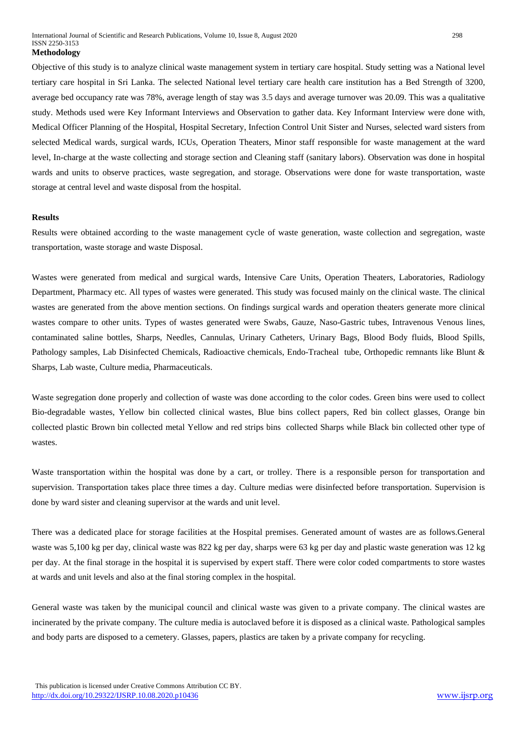**Methodology**

Objective of this study is to analyze clinical waste management system in tertiary care hospital. Study setting was a National level tertiary care hospital in Sri Lanka. The selected National level tertiary care health care institution has a Bed Strength of 3200, average bed occupancy rate was 78%, average length of stay was 3.5 days and average turnover was 20.09. This was a qualitative study. Methods used were Key Informant Interviews and Observation to gather data. Key Informant Interview were done with, Medical Officer Planning of the Hospital, Hospital Secretary, Infection Control Unit Sister and Nurses, selected ward sisters from selected Medical wards, surgical wards, ICUs, Operation Theaters, Minor staff responsible for waste management at the ward level, In-charge at the waste collecting and storage section and Cleaning staff (sanitary labors). Observation was done in hospital wards and units to observe practices, waste segregation, and storage. Observations were done for waste transportation, waste storage at central level and waste disposal from the hospital.

**Results**

Results were obtained according to the waste management cycle of waste generation, waste collection and segregation, waste transportation, waste storage and waste Disposal.

Wastes were generated from medical and surgical wards, Intensive Care Units, Operation Theaters, Laboratories, Radiology Department, Pharmacy etc. All types of wastes were generated. This study was focused mainly on the clinical waste. The clinical wastes are generated from the above mention sections. On findings surgical wards and operation theaters generate more clinical wastes compare to other units. Types of wastes generated were Swabs, Gauze, Naso-Gastric tubes, Intravenous Venous lines, contaminated saline bottles, Sharps, Needles, Cannulas, Urinary Catheters, Urinary Bags, Blood Body fluids, Blood Spills, Pathology samples, Lab Disinfected Chemicals, Radioactive chemicals, Endo-Tracheal tube, Orthopedic remnants like Blunt & Sharps, Lab waste, Culture media, Pharmaceuticals.

Waste segregation done properly and collection of waste was done according to the color codes. Green bins were used to collect Bio-degradable wastes, Yellow bin collected clinical wastes, Blue bins collect papers, Red bin collect glasses, Orange bin collected plastic Brown bin collected metal Yellow and red strips bins collected Sharps while Black bin collected other type of wastes.

Waste transportation within the hospital was done by a cart, or trolley. There is a responsible person for transportation and supervision. Transportation takes place three times a day. Culture medias were disinfected before transportation. Supervision is done by ward sister and cleaning supervisor at the wards and unit level.

There was a dedicated place for storage facilities at the Hospital premises. Generated amount of wastes are as follows.General waste was 5,100 kg per day, clinical waste was 822 kg per day, sharps were 63 kg per day and plastic waste generation was 12 kg per day. At the final storage in the hospital it is supervised by expert staff. There were color coded compartments to store wastes at wards and unit levels and also at the final storing complex in the hospital.

General waste was taken by the municipal council and clinical waste was given to a private company. The clinical wastes are incinerated by the private company. The culture media is autoclaved before it is disposed as a clinical waste. Pathological samples and body parts are disposed to a cemetery. Glasses, papers, plastics are taken by a private company for recycling.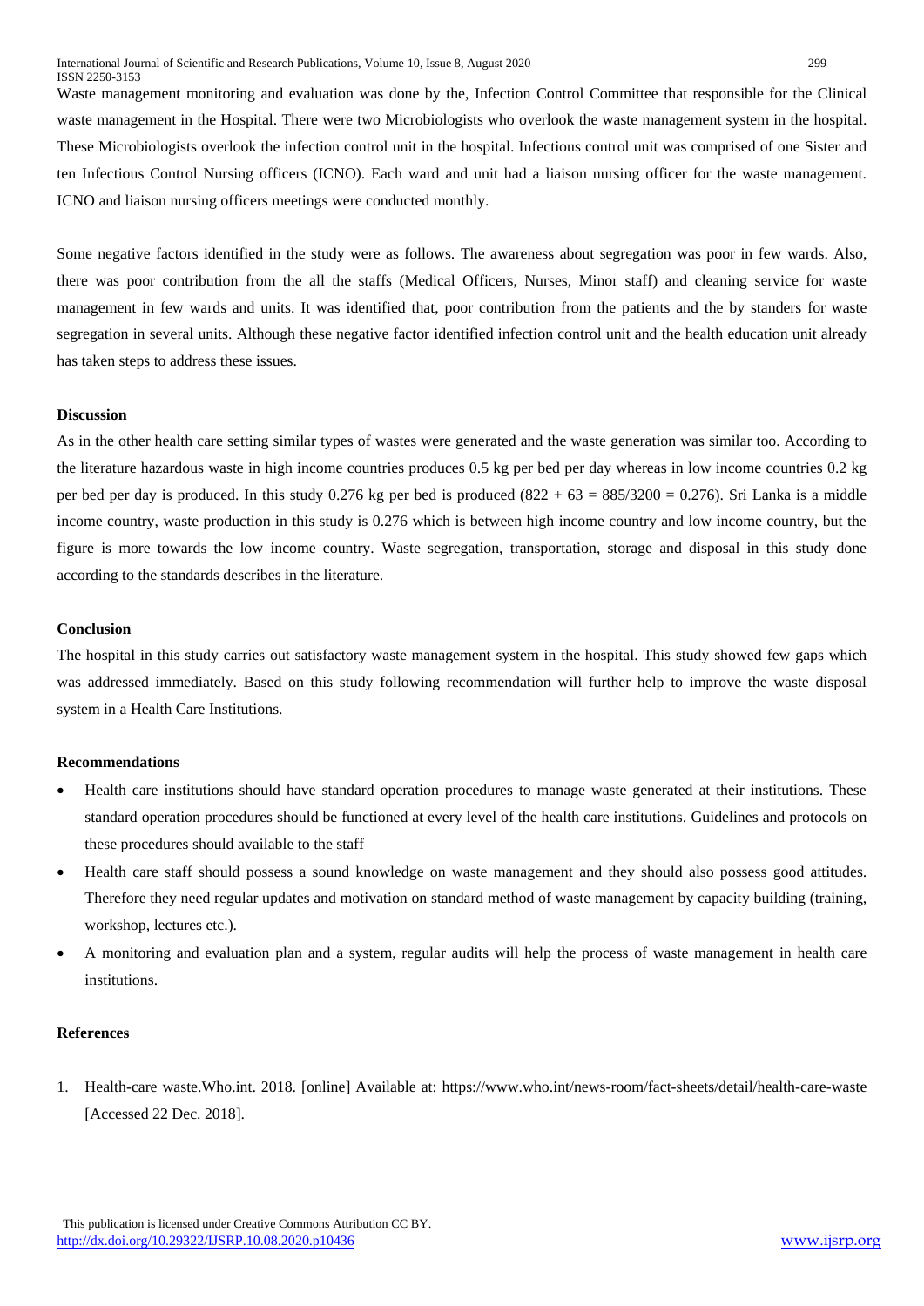Waste management monitoring and evaluation was done by the, Infection Control Committee that responsible for the Clinical waste management in the Hospital. There were two Microbiologists who overlook the waste management system in the hospital. These Microbiologists overlook the infection control unit in the hospital. Infectious control unit was comprised of one Sister and ten Infectious Control Nursing officers (ICNO). Each ward and unit had a liaison nursing officer for the waste management. ICNO and liaison nursing officers meetings were conducted monthly.

Some negative factors identified in the study were as follows. The awareness about segregation was poor in few wards. Also, there was poor contribution from the all the staffs (Medical Officers, Nurses, Minor staff) and cleaning service for waste management in few wards and units. It was identified that, poor contribution from the patients and the by standers for waste segregation in several units. Although these negative factor identified infection control unit and the health education unit already has taken steps to address these issues.

### Discussion

As in the other health care setting similar types of wastes were generated and the waste generation was similar too. According to the literature hazardous waste in high income countries produces 0.5 kg per bed per day whereas in low income countries 0.2 kg per bed per day is produced. In this study 0.276 kg per bed is produced (822 + 63 = 885/3200 = 0.276). Sri Lanka is a middle income country, waste production in this study is 0.276 which is between high income country and low income country, but the figure is more towards the low income country. Waste segregation, transportation, storage and disposal in this study done according to the standards describes in the literature.

### Conclusion

The hospital in this study carries out satisfactory waste management system in the hospital. This study showed few gaps which was addressed immediately. Based on this study following recommendation will further help to improve the waste disposal system in a Health Care Institutions.

### Recommendations

- Health care institutions should have standard operation procedures to manage waste generated at their institutions. These standard operation procedures should be functioned at every level of the health care institutions. Guidelines and protocols on these procedures should available to the staff
- Health care staff should possess a sound knowledge on waste management and they should also possess good attitudes. Therefore they need regular updates and motivation on standard method of waste management by capacity building (training, workshop, lectures etc.).
- A monitoring and evaluation plan and a system, regular audits will help the process of waste management in health care institutions.

### References

1. Health-care waste.Who.int. 2018. [online] Available at: https://www.who.int/news-room/fact-sheets/detail/health-care-waste [Accessed 22 Dec. 2018].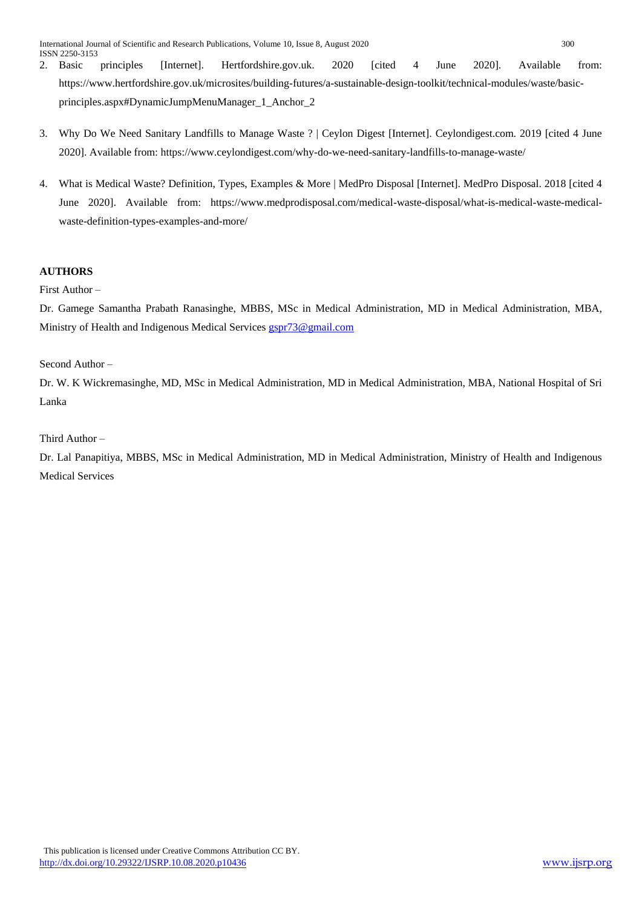2. Basic principles [Internet]. Hertfordshire.gov.uk. 2020 [cited 4 June 2020]. Available from: https://www.hertfordshire.gov.uk/microsites/building-futures/a-sustainable-design-toolkit/technical-modules/waste/basic-principles.aspx#DynamicJumpMenuManager_1_Anchor_2

3. Why Do We Need Sanitary Landfills to Manage Waste ? | Ceylon Digest [Internet]. Ceylondigest.com. 2019 [cited 4 June 2020]. Available from: https://www.ceylondigest.com/why-do-we-need-sanitary-landfills-to-manage-waste/

4. What is Medical Waste? Definition, Types, Examples & More | MedPro Disposal [Internet]. MedPro Disposal. 2018 [cited 4 June 2020]. Available from: https://www.medprodisposal.com/medical-waste-disposal/what-is-medical-waste-medical-waste-definition-types-examples-and-more/

**AUTHORS**

First Author –

Dr. Gamege Samantha Prabath Ranasinghe, MBBS, MSc in Medical Administration, MD in Medical Administration, MBA, Ministry of Health and Indigenous Medical Services gspr73@gmail.com

Second Author –

Dr. W. K Wickremasinghe, MD, MSc in Medical Administration, MD in Medical Administration, MBA, National Hospital of Sri Lanka

Third Author –

Dr. Lal Panapitiya, MBBS, MSc in Medical Administration, MD in Medical Administration, Ministry of Health and Indigenous Medical Services